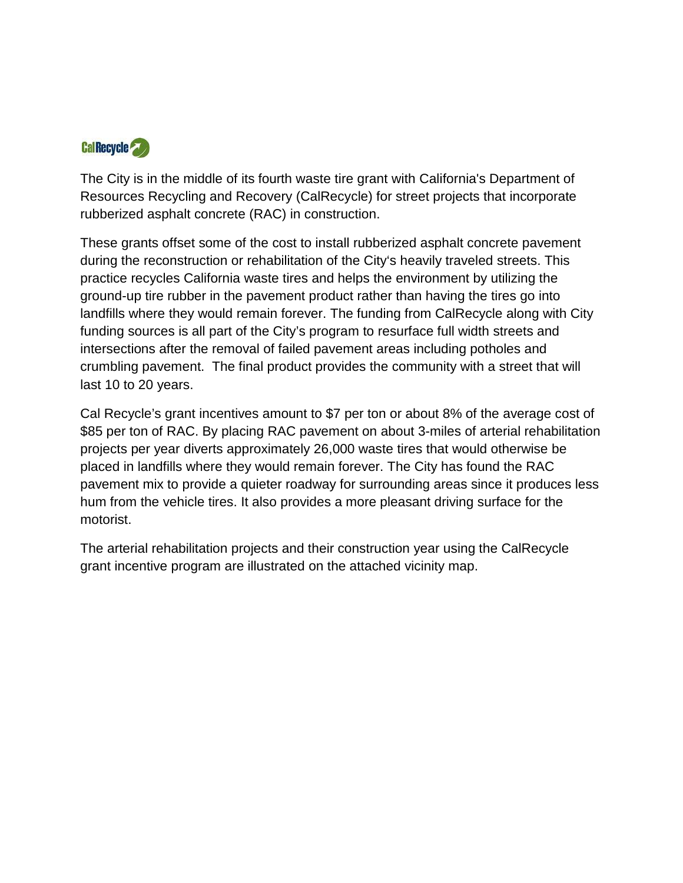CalRecycle

The City is in the middle of its fourth waste tire grant with California's Department of Resources Recycling and Recovery (CalRecycle) for street projects that incorporate rubberized asphalt concrete (RAC) in construction.

These grants offset some of the cost to install rubberized asphalt concrete pavement during the reconstruction or rehabilitation of the City's heavily traveled streets. This practice recycles California waste tires and helps the environment by utilizing the ground-up tire rubber in the pavement product rather than having the tires go into landfills where they would remain forever. The funding from CalRecycle along with City funding sources is all part of the City's program to resurface full width streets and intersections after the removal of failed pavement areas including potholes and crumbling pavement. The final product provides the community with a street that will last 10 to 20 years.

Cal Recycle's grant incentives amount to $7 per ton or about 8% of the average cost of $85 per ton of RAC. By placing RAC pavement on about 3-miles of arterial rehabilitation projects per year diverts approximately 26,000 waste tires that would otherwise be placed in landfills where they would remain forever. The City has found the RAC pavement mix to provide a quieter roadway for surrounding areas since it produces less hum from the vehicle tires. It also provides a more pleasant driving surface for the motorist.

The arterial rehabilitation projects and their construction year using the CalRecycle grant incentive program are illustrated on the attached vicinity map.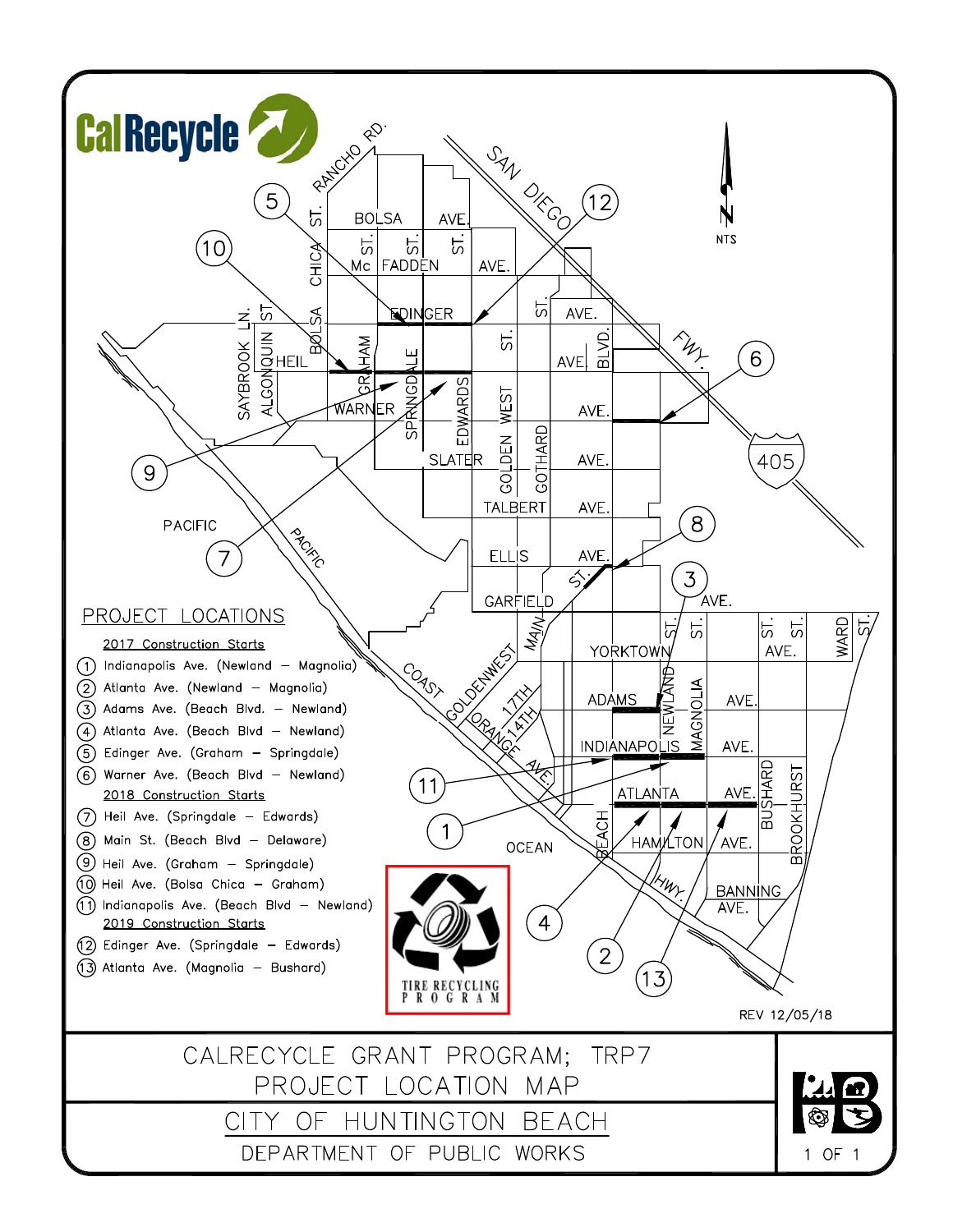## PROJECT LOCATIONS

2017 Construction Starts

1. Indianapolis Ave. (Newland – Magnolia)
2. Atlanta Ave. (Newland – Magnolia)
3. Adams Ave. (Beach Blvd. – Newland)
4. Atlanta Ave. (Beach Blvd – Newland)
5. Edinger Ave. (Graham – Springdale)
6. Warner Ave. (Beach Blvd – Newland)

2018 Construction Starts

7. Heil Ave. (Springdale – Edwards)
8. Main St. (Beach Blvd – Delaware)
9. Heil Ave. (Graham – Springdale)
10. Heil Ave. (Bolsa Chica – Graham)
11. Indianapolis Ave. (Beach Blvd – Newland)

2019 Construction Starts

12. Edinger Ave. (Springdale – Edwards)
13. Atlanta Ave. (Magnolia – Bushard)

REV 12/05/18

CALRECYCLE GRANT PROGRAM; TRP7

PROJECT LOCATION MAP

CITY OF HUNTINGTON BEACH

DEPARTMENT OF PUBLIC WORKS